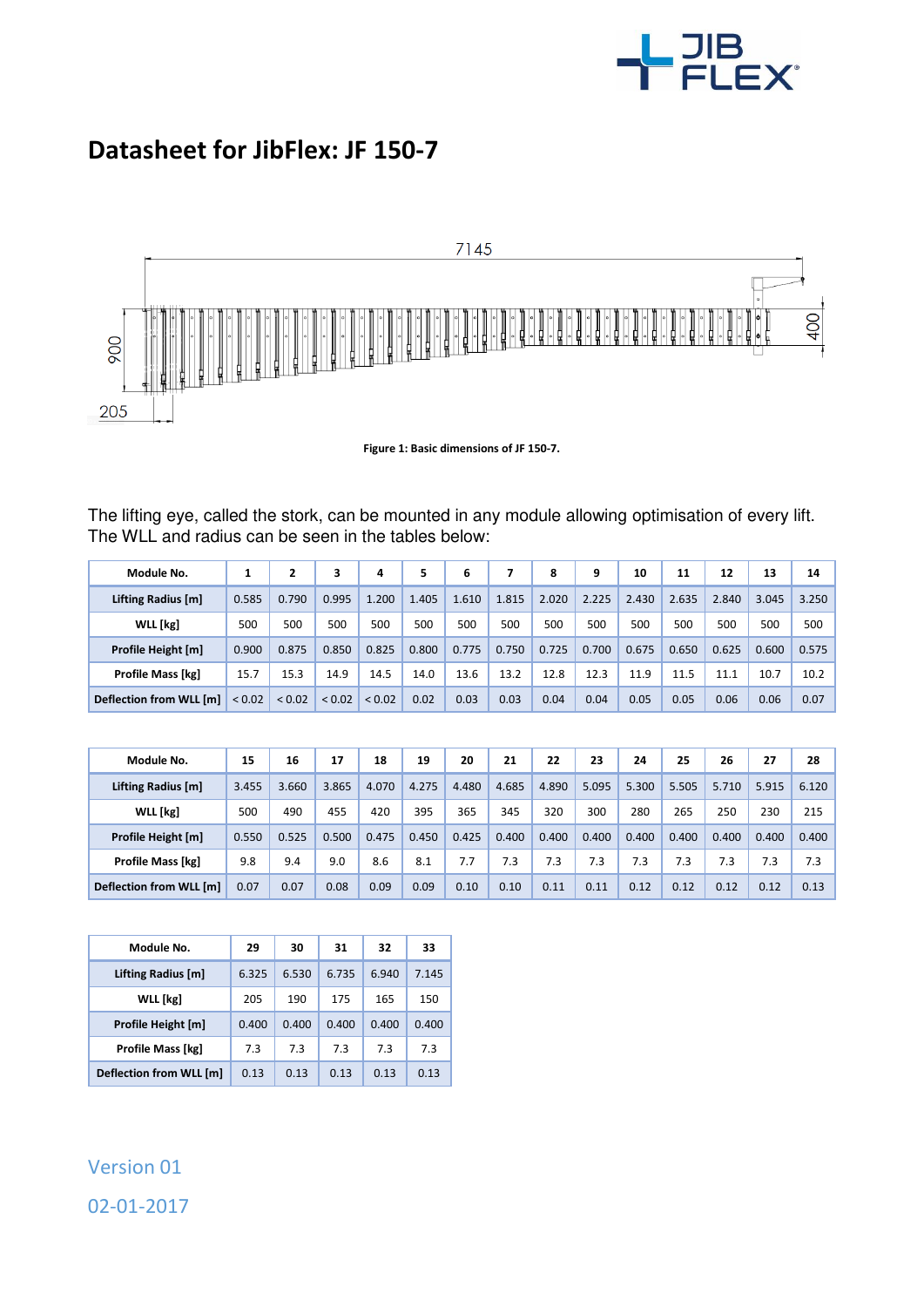# Datasheet for JibFlex: JF 150-7

Figure 1: Basic dimensions of JF 150-7.

The lifting eye, called the stork, can be mounted in any module allowing optimisation of every lift. The WLL and radius can be seen in the tables below:

| Module No. | 1 | 2 | 3 | 4 | 5 | 6 | 7 | 8 | 9 | 10 | 11 | 12 | 13 | 14 |
|---|---|---|---|---|---|---|---|---|---|---|---|---|---|---|
| Lifting Radius [m] | 0.585 | 0.790 | 0.995 | 1.200 | 1.405 | 1.610 | 1.815 | 2.020 | 2.225 | 2.430 | 2.635 | 2.840 | 3.045 | 3.250 |
| WLL [kg] | 500 | 500 | 500 | 500 | 500 | 500 | 500 | 500 | 500 | 500 | 500 | 500 | 500 | 500 |
| Profile Height [m] | 0.900 | 0.875 | 0.850 | 0.825 | 0.800 | 0.775 | 0.750 | 0.725 | 0.700 | 0.675 | 0.650 | 0.625 | 0.600 | 0.575 |
| Profile Mass [kg] | 15.7 | 15.3 | 14.9 | 14.5 | 14.0 | 13.6 | 13.2 | 12.8 | 12.3 | 11.9 | 11.5 | 11.1 | 10.7 | 10.2 |
| Deflection from WLL [m] | < 0.02 | < 0.02 | < 0.02 | < 0.02 | 0.02 | 0.03 | 0.03 | 0.04 | 0.04 | 0.05 | 0.05 | 0.06 | 0.06 | 0.07 |

| Module No. | 15 | 16 | 17 | 18 | 19 | 20 | 21 | 22 | 23 | 24 | 25 | 26 | 27 | 28 |
|---|---|---|---|---|---|---|---|---|---|---|---|---|---|---|
| Lifting Radius [m] | 3.455 | 3.660 | 3.865 | 4.070 | 4.275 | 4.480 | 4.685 | 4.890 | 5.095 | 5.300 | 5.505 | 5.710 | 5.915 | 6.120 |
| WLL [kg] | 500 | 490 | 455 | 420 | 395 | 365 | 345 | 320 | 300 | 280 | 265 | 250 | 230 | 215 |
| Profile Height [m] | 0.550 | 0.525 | 0.500 | 0.475 | 0.450 | 0.425 | 0.400 | 0.400 | 0.400 | 0.400 | 0.400 | 0.400 | 0.400 | 0.400 |
| Profile Mass [kg] | 9.8 | 9.4 | 9.0 | 8.6 | 8.1 | 7.7 | 7.3 | 7.3 | 7.3 | 7.3 | 7.3 | 7.3 | 7.3 | 7.3 |
| Deflection from WLL [m] | 0.07 | 0.07 | 0.08 | 0.09 | 0.09 | 0.10 | 0.10 | 0.11 | 0.11 | 0.12 | 0.12 | 0.12 | 0.12 | 0.13 |

| Module No. | 29 | 30 | 31 | 32 | 33 |
|---|---|---|---|---|---|
| Lifting Radius [m] | 6.325 | 6.530 | 6.735 | 6.940 | 7.145 |
| WLL [kg] | 205 | 190 | 175 | 165 | 150 |
| Profile Height [m] | 0.400 | 0.400 | 0.400 | 0.400 | 0.400 |
| Profile Mass [kg] | 7.3 | 7.3 | 7.3 | 7.3 | 7.3 |
| Deflection from WLL [m] | 0.13 | 0.13 | 0.13 | 0.13 | 0.13 |

Version 01

02-01-2017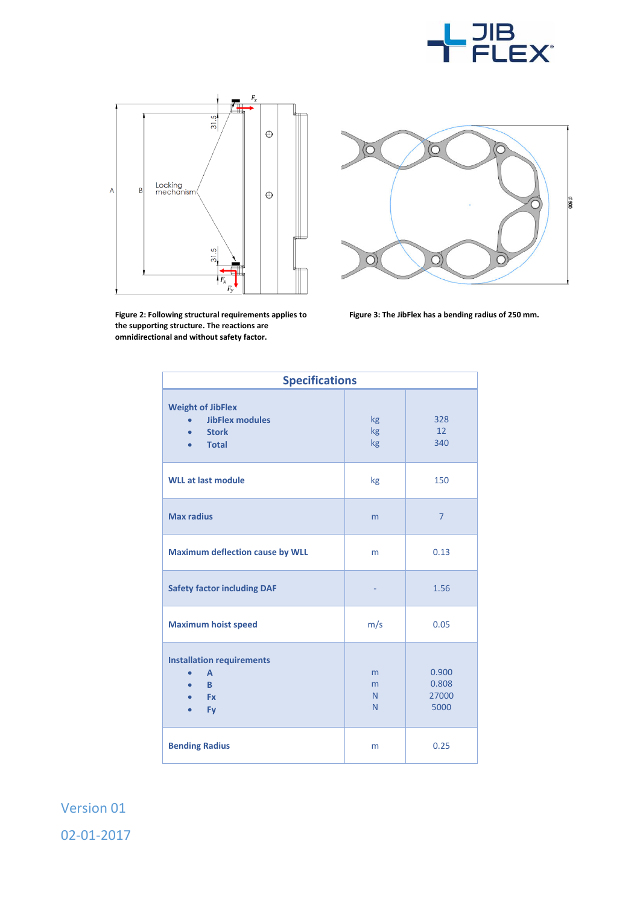Figure 2: Following structural requirements applies to the supporting structure. The reactions are omnidirectional and without safety factor.

Figure 3: The JibFlex has a bending radius of 250 mm.

| Specifications | | |
|---|---|---|
| **Weight of JibFlex**<br>• JibFlex modules<br>• Stork<br>• Total | kg<br>kg<br>kg | 328<br>12<br>340 |
| **WLL at last module** | kg | 150 |
| **Max radius** | m | 7 |
| **Maximum deflection cause by WLL** | m | 0.13 |
| **Safety factor including DAF** | - | 1.56 |
| **Maximum hoist speed** | m/s | 0.05 |
| **Installation requirements**<br>• A<br>• B<br>• Fx<br>• Fy | m<br>m<br>N<br>N | 0.900<br>0.808<br>27000<br>5000 |
| **Bending Radius** | m | 0.25 |

Version 01

02-01-2017